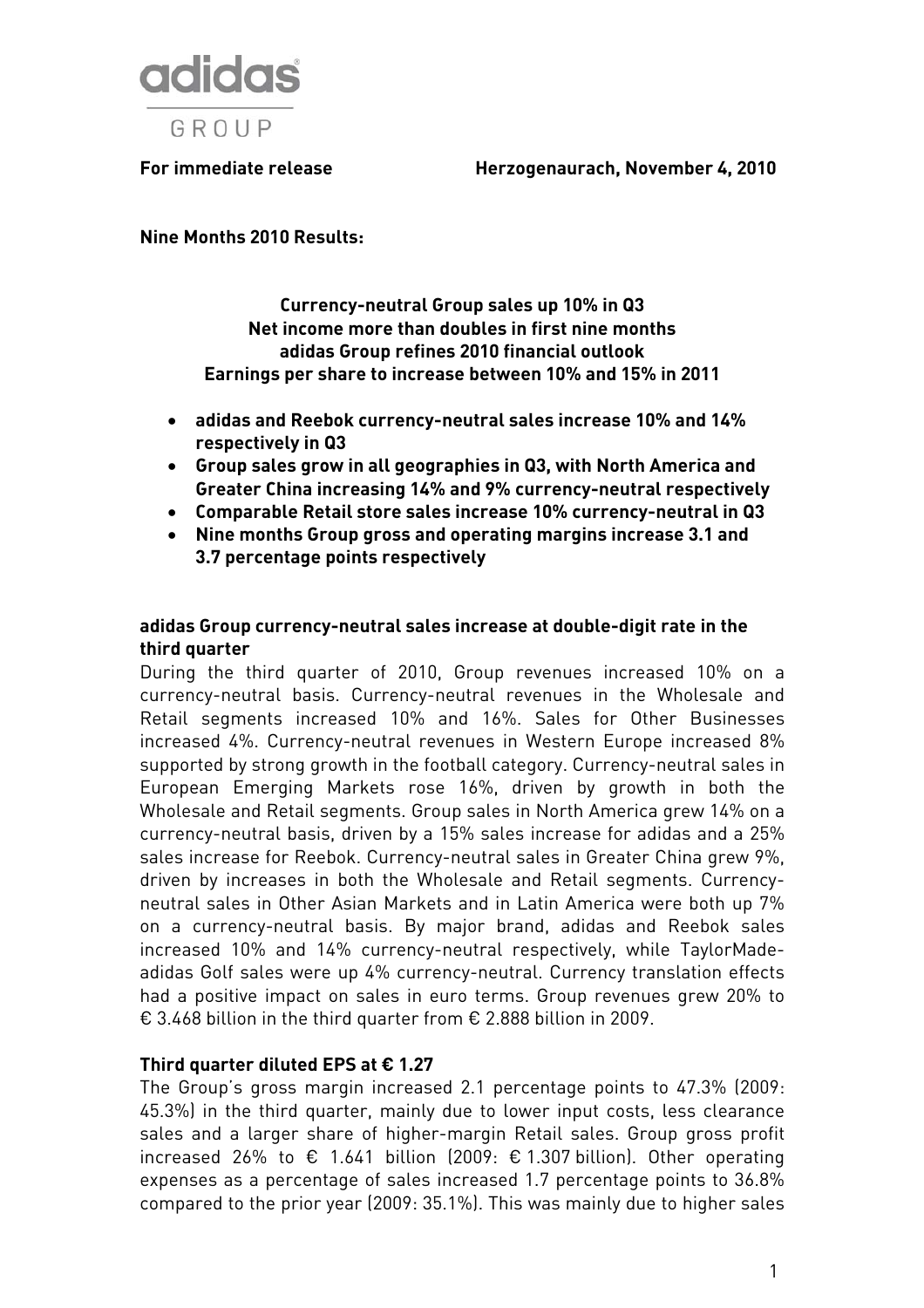adidas GROUP

**For immediate release** **Herzogenaurach, November 4, 2010**

**Nine Months 2010 Results:**

**Currency-neutral Group sales up 10% in Q3**
**Net income more than doubles in first nine months**
**adidas Group refines 2010 financial outlook**
**Earnings per share to increase between 10% and 15% in 2011**

- **adidas and Reebok currency-neutral sales increase 10% and 14% respectively in Q3**
- **Group sales grow in all geographies in Q3, with North America and Greater China increasing 14% and 9% currency-neutral respectively**
- **Comparable Retail store sales increase 10% currency-neutral in Q3**
- **Nine months Group gross and operating margins increase 3.1 and 3.7 percentage points respectively**

**adidas Group currency-neutral sales increase at double-digit rate in the third quarter**

During the third quarter of 2010, Group revenues increased 10% on a currency-neutral basis. Currency-neutral revenues in the Wholesale and Retail segments increased 10% and 16%. Sales for Other Businesses increased 4%. Currency-neutral revenues in Western Europe increased 8% supported by strong growth in the football category. Currency-neutral sales in European Emerging Markets rose 16%, driven by growth in both the Wholesale and Retail segments. Group sales in North America grew 14% on a currency-neutral basis, driven by a 15% sales increase for adidas and a 25% sales increase for Reebok. Currency-neutral sales in Greater China grew 9%, driven by increases in both the Wholesale and Retail segments. Currency-neutral sales in Other Asian Markets and in Latin America were both up 7% on a currency-neutral basis. By major brand, adidas and Reebok sales increased 10% and 14% currency-neutral respectively, while TaylorMade-adidas Golf sales were up 4% currency-neutral. Currency translation effects had a positive impact on sales in euro terms. Group revenues grew 20% to € 3.468 billion in the third quarter from € 2.888 billion in 2009.

**Third quarter diluted EPS at € 1.27**

The Group's gross margin increased 2.1 percentage points to 47.3% (2009: 45.3%) in the third quarter, mainly due to lower input costs, less clearance sales and a larger share of higher-margin Retail sales. Group gross profit increased 26% to € 1.641 billion (2009: € 1.307 billion). Other operating expenses as a percentage of sales increased 1.7 percentage points to 36.8% compared to the prior year (2009: 35.1%). This was mainly due to higher sales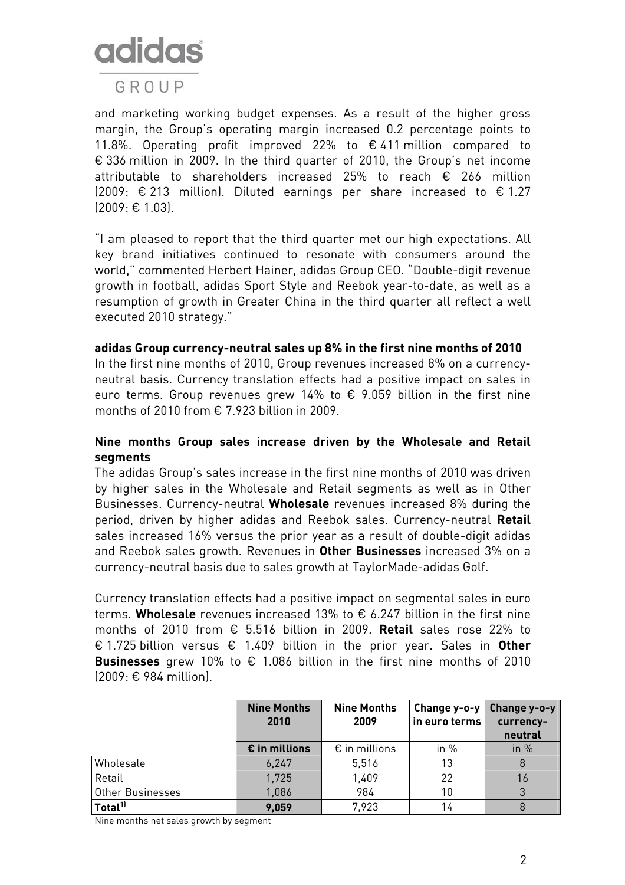and marketing working budget expenses. As a result of the higher gross margin, the Group's operating margin increased 0.2 percentage points to 11.8%. Operating profit improved 22% to € 411 million compared to € 336 million in 2009. In the third quarter of 2010, the Group's net income attributable to shareholders increased 25% to reach € 266 million (2009: € 213 million). Diluted earnings per share increased to € 1.27 (2009: € 1.03).

"I am pleased to report that the third quarter met our high expectations. All key brand initiatives continued to resonate with consumers around the world," commented Herbert Hainer, adidas Group CEO. "Double-digit revenue growth in football, adidas Sport Style and Reebok year-to-date, as well as a resumption of growth in Greater China in the third quarter all reflect a well executed 2010 strategy."

**adidas Group currency-neutral sales up 8% in the first nine months of 2010**

In the first nine months of 2010, Group revenues increased 8% on a currency-neutral basis. Currency translation effects had a positive impact on sales in euro terms. Group revenues grew 14% to € 9.059 billion in the first nine months of 2010 from € 7.923 billion in 2009.

**Nine months Group sales increase driven by the Wholesale and Retail segments**

The adidas Group's sales increase in the first nine months of 2010 was driven by higher sales in the Wholesale and Retail segments as well as in Other Businesses. Currency-neutral **Wholesale** revenues increased 8% during the period, driven by higher adidas and Reebok sales. Currency-neutral **Retail** sales increased 16% versus the prior year as a result of double-digit adidas and Reebok sales growth. Revenues in **Other Businesses** increased 3% on a currency-neutral basis due to sales growth at TaylorMade-adidas Golf.

Currency translation effects had a positive impact on segmental sales in euro terms. **Wholesale** revenues increased 13% to € 6.247 billion in the first nine months of 2010 from € 5.516 billion in 2009. **Retail** sales rose 22% to € 1.725 billion versus € 1.409 billion in the prior year. Sales in **Other Businesses** grew 10% to € 1.086 billion in the first nine months of 2010 (2009: € 984 million).

| | Nine Months 2010 | Nine Months 2009 | Change y-o-y in euro terms | Change y-o-y currency-neutral |
|---|---|---|---|---|
| | € in millions | € in millions | in % | in % |
| Wholesale | 6,247 | 5,516 | 13 | 8 |
| Retail | 1,725 | 1,409 | 22 | 16 |
| Other Businesses | 1,086 | 984 | 10 | 3 |
| **Total[1)]** | **9,059** | 7,923 | 14 | 8 |

Nine months net sales growth by segment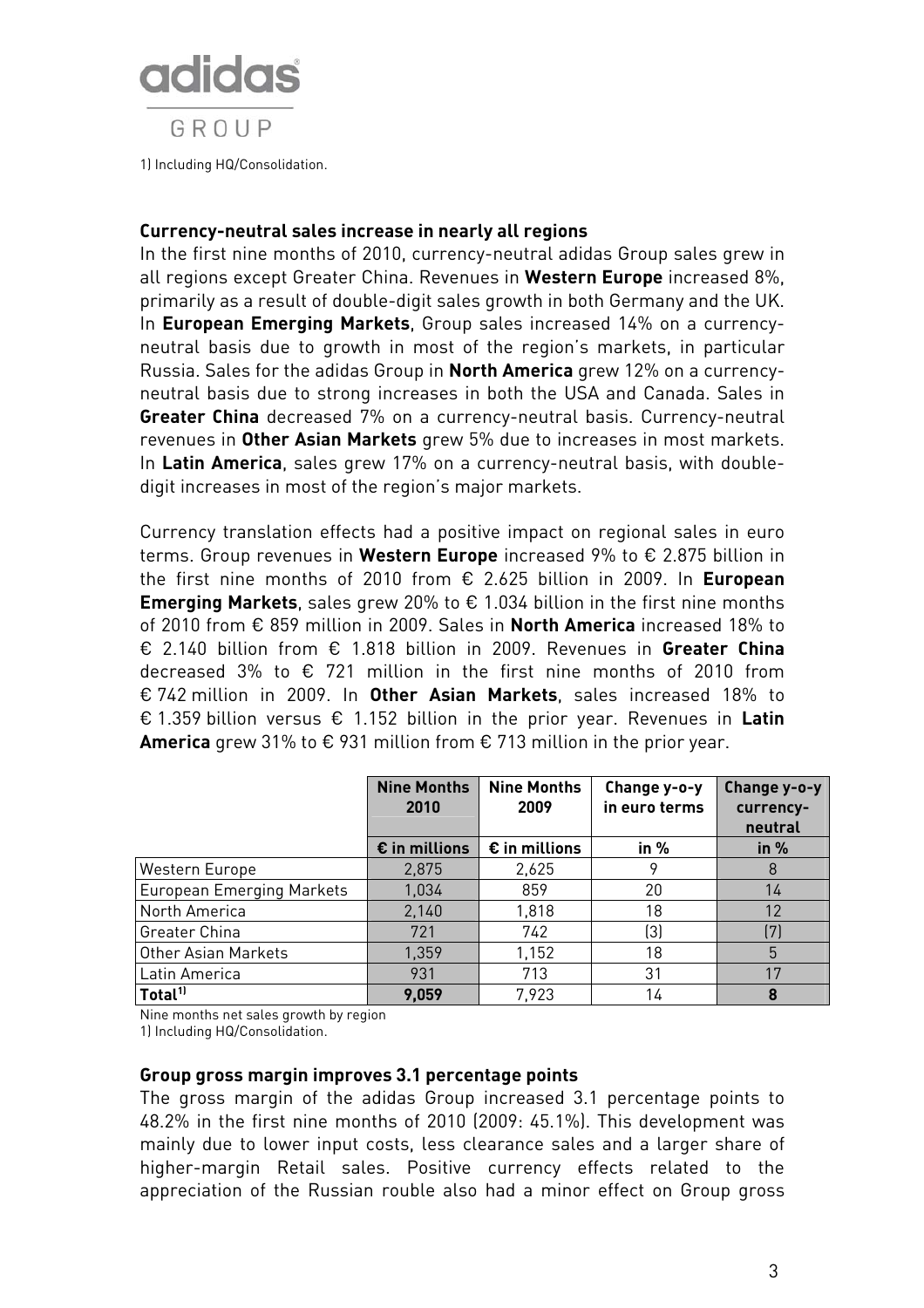1) Including HQ/Consolidation.

**Currency-neutral sales increase in nearly all regions**

In the first nine months of 2010, currency-neutral adidas Group sales grew in all regions except Greater China. Revenues in **Western Europe** increased 8%, primarily as a result of double-digit sales growth in both Germany and the UK. In **European Emerging Markets**, Group sales increased 14% on a currency-neutral basis due to growth in most of the region's markets, in particular Russia. Sales for the adidas Group in **North America** grew 12% on a currency-neutral basis due to strong increases in both the USA and Canada. Sales in **Greater China** decreased 7% on a currency-neutral basis. Currency-neutral revenues in **Other Asian Markets** grew 5% due to increases in most markets. In **Latin America**, sales grew 17% on a currency-neutral basis, with double-digit increases in most of the region's major markets.

Currency translation effects had a positive impact on regional sales in euro terms. Group revenues in **Western Europe** increased 9% to € 2.875 billion in the first nine months of 2010 from € 2.625 billion in 2009. In **European Emerging Markets**, sales grew 20% to € 1.034 billion in the first nine months of 2010 from € 859 million in 2009. Sales in **North America** increased 18% to € 2.140 billion from € 1.818 billion in 2009. Revenues in **Greater China** decreased 3% to € 721 million in the first nine months of 2010 from € 742 million in 2009. In **Other Asian Markets**, sales increased 18% to € 1.359 billion versus € 1.152 billion in the prior year. Revenues in **Latin America** grew 31% to € 931 million from € 713 million in the prior year.

| | **Nine Months 2010** | **Nine Months 2009** | **Change y-o-y in euro terms** | **Change y-o-y currency-neutral** |
|---|---|---|---|---|
| | **€ in millions** | **€ in millions** | **in %** | **in %** |
| Western Europe | 2,875 | 2,625 | 9 | 8 |
| European Emerging Markets | 1,034 | 859 | 20 | 14 |
| North America | 2,140 | 1,818 | 18 | 12 |
| Greater China | 721 | 742 | (3) | (7) |
| Other Asian Markets | 1,359 | 1,152 | 18 | 5 |
| Latin America | 931 | 713 | 31 | 17 |
| **Total[1]** | **9,059** | 7,923 | 14 | **8** |

Nine months net sales growth by region

1) Including HQ/Consolidation.

**Group gross margin improves 3.1 percentage points**

The gross margin of the adidas Group increased 3.1 percentage points to 48.2% in the first nine months of 2010 (2009: 45.1%). This development was mainly due to lower input costs, less clearance sales and a larger share of higher-margin Retail sales. Positive currency effects related to the appreciation of the Russian rouble also had a minor effect on Group gross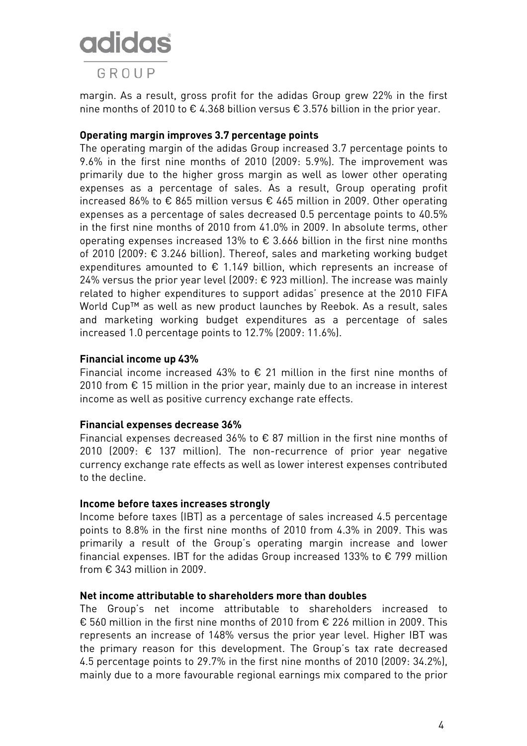margin. As a result, gross profit for the adidas Group grew 22% in the first nine months of 2010 to € 4.368 billion versus € 3.576 billion in the prior year.

**Operating margin improves 3.7 percentage points**

The operating margin of the adidas Group increased 3.7 percentage points to 9.6% in the first nine months of 2010 (2009: 5.9%). The improvement was primarily due to the higher gross margin as well as lower other operating expenses as a percentage of sales. As a result, Group operating profit increased 86% to € 865 million versus € 465 million in 2009. Other operating expenses as a percentage of sales decreased 0.5 percentage points to 40.5% in the first nine months of 2010 from 41.0% in 2009. In absolute terms, other operating expenses increased 13% to € 3.666 billion in the first nine months of 2010 (2009: € 3.246 billion). Thereof, sales and marketing working budget expenditures amounted to € 1.149 billion, which represents an increase of 24% versus the prior year level (2009: € 923 million). The increase was mainly related to higher expenditures to support adidas' presence at the 2010 FIFA World Cup™ as well as new product launches by Reebok. As a result, sales and marketing working budget expenditures as a percentage of sales increased 1.0 percentage points to 12.7% (2009: 11.6%).

**Financial income up 43%**

Financial income increased 43% to € 21 million in the first nine months of 2010 from € 15 million in the prior year, mainly due to an increase in interest income as well as positive currency exchange rate effects.

**Financial expenses decrease 36%**

Financial expenses decreased 36% to € 87 million in the first nine months of 2010 (2009: € 137 million). The non-recurrence of prior year negative currency exchange rate effects as well as lower interest expenses contributed to the decline.

**Income before taxes increases strongly**

Income before taxes (IBT) as a percentage of sales increased 4.5 percentage points to 8.8% in the first nine months of 2010 from 4.3% in 2009. This was primarily a result of the Group's operating margin increase and lower financial expenses. IBT for the adidas Group increased 133% to € 799 million from € 343 million in 2009.

**Net income attributable to shareholders more than doubles**

The Group's net income attributable to shareholders increased to € 560 million in the first nine months of 2010 from € 226 million in 2009. This represents an increase of 148% versus the prior year level. Higher IBT was the primary reason for this development. The Group's tax rate decreased 4.5 percentage points to 29.7% in the first nine months of 2010 (2009: 34.2%), mainly due to a more favourable regional earnings mix compared to the prior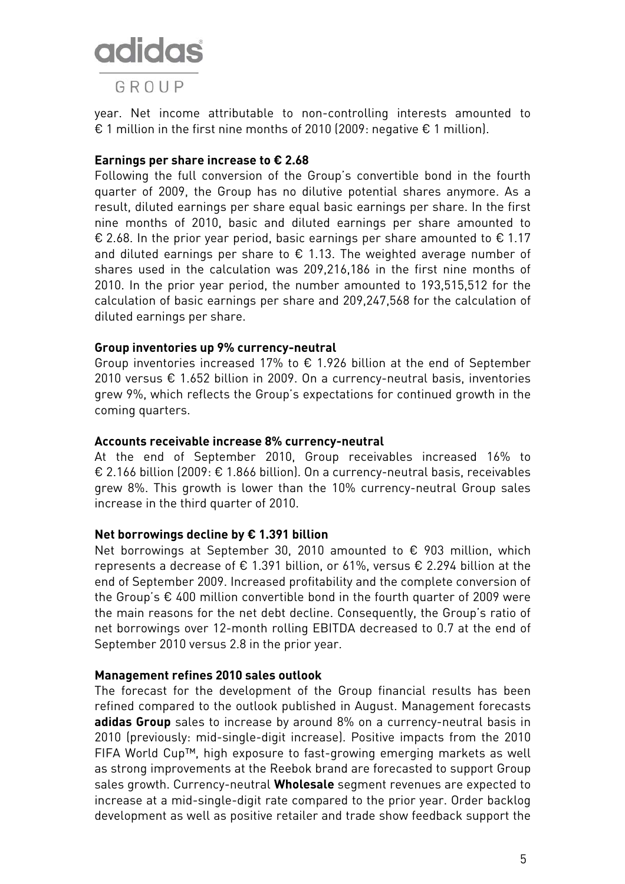year. Net income attributable to non-controlling interests amounted to € 1 million in the first nine months of 2010 (2009: negative € 1 million).

**Earnings per share increase to € 2.68**

Following the full conversion of the Group's convertible bond in the fourth quarter of 2009, the Group has no dilutive potential shares anymore. As a result, diluted earnings per share equal basic earnings per share. In the first nine months of 2010, basic and diluted earnings per share amounted to € 2.68. In the prior year period, basic earnings per share amounted to € 1.17 and diluted earnings per share to € 1.13. The weighted average number of shares used in the calculation was 209,216,186 in the first nine months of 2010. In the prior year period, the number amounted to 193,515,512 for the calculation of basic earnings per share and 209,247,568 for the calculation of diluted earnings per share.

**Group inventories up 9% currency-neutral**

Group inventories increased 17% to € 1.926 billion at the end of September 2010 versus € 1.652 billion in 2009. On a currency-neutral basis, inventories grew 9%, which reflects the Group's expectations for continued growth in the coming quarters.

**Accounts receivable increase 8% currency-neutral**

At the end of September 2010, Group receivables increased 16% to € 2.166 billion (2009: € 1.866 billion). On a currency-neutral basis, receivables grew 8%. This growth is lower than the 10% currency-neutral Group sales increase in the third quarter of 2010.

**Net borrowings decline by € 1.391 billion**

Net borrowings at September 30, 2010 amounted to € 903 million, which represents a decrease of € 1.391 billion, or 61%, versus € 2.294 billion at the end of September 2009. Increased profitability and the complete conversion of the Group's € 400 million convertible bond in the fourth quarter of 2009 were the main reasons for the net debt decline. Consequently, the Group's ratio of net borrowings over 12-month rolling EBITDA decreased to 0.7 at the end of September 2010 versus 2.8 in the prior year.

**Management refines 2010 sales outlook**

The forecast for the development of the Group financial results has been refined compared to the outlook published in August. Management forecasts **adidas Group** sales to increase by around 8% on a currency-neutral basis in 2010 (previously: mid-single-digit increase). Positive impacts from the 2010 FIFA World Cup™, high exposure to fast-growing emerging markets as well as strong improvements at the Reebok brand are forecasted to support Group sales growth. Currency-neutral **Wholesale** segment revenues are expected to increase at a mid-single-digit rate compared to the prior year. Order backlog development as well as positive retailer and trade show feedback support the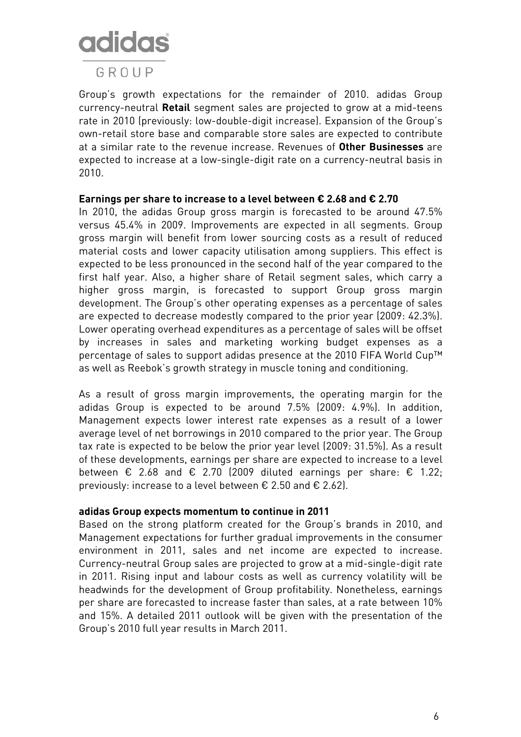Group's growth expectations for the remainder of 2010. adidas Group currency-neutral **Retail** segment sales are projected to grow at a mid-teens rate in 2010 (previously: low-double-digit increase). Expansion of the Group's own-retail store base and comparable store sales are expected to contribute at a similar rate to the revenue increase. Revenues of **Other Businesses** are expected to increase at a low-single-digit rate on a currency-neutral basis in 2010.

**Earnings per share to increase to a level between € 2.68 and € 2.70**

In 2010, the adidas Group gross margin is forecasted to be around 47.5% versus 45.4% in 2009. Improvements are expected in all segments. Group gross margin will benefit from lower sourcing costs as a result of reduced material costs and lower capacity utilisation among suppliers. This effect is expected to be less pronounced in the second half of the year compared to the first half year. Also, a higher share of Retail segment sales, which carry a higher gross margin, is forecasted to support Group gross margin development. The Group's other operating expenses as a percentage of sales are expected to decrease modestly compared to the prior year (2009: 42.3%). Lower operating overhead expenditures as a percentage of sales will be offset by increases in sales and marketing working budget expenses as a percentage of sales to support adidas presence at the 2010 FIFA World Cup™ as well as Reebok's growth strategy in muscle toning and conditioning.

As a result of gross margin improvements, the operating margin for the adidas Group is expected to be around 7.5% (2009: 4.9%). In addition, Management expects lower interest rate expenses as a result of a lower average level of net borrowings in 2010 compared to the prior year. The Group tax rate is expected to be below the prior year level (2009: 31.5%). As a result of these developments, earnings per share are expected to increase to a level between € 2.68 and € 2.70 (2009 diluted earnings per share: € 1.22; previously: increase to a level between € 2.50 and € 2.62).

**adidas Group expects momentum to continue in 2011**

Based on the strong platform created for the Group's brands in 2010, and Management expectations for further gradual improvements in the consumer environment in 2011, sales and net income are expected to increase. Currency-neutral Group sales are projected to grow at a mid-single-digit rate in 2011. Rising input and labour costs as well as currency volatility will be headwinds for the development of Group profitability. Nonetheless, earnings per share are forecasted to increase faster than sales, at a rate between 10% and 15%. A detailed 2011 outlook will be given with the presentation of the Group's 2010 full year results in March 2011.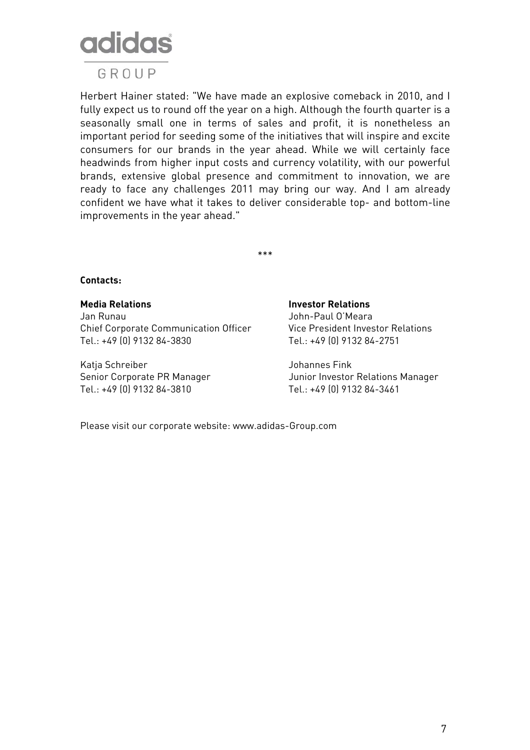Herbert Hainer stated: "We have made an explosive comeback in 2010, and I fully expect us to round off the year on a high. Although the fourth quarter is a seasonally small one in terms of sales and profit, it is nonetheless an important period for seeding some of the initiatives that will inspire and excite consumers for our brands in the year ahead. While we will certainly face headwinds from higher input costs and currency volatility, with our powerful brands, extensive global presence and commitment to innovation, we are ready to face any challenges 2011 may bring our way. And I am already confident we have what it takes to deliver considerable top- and bottom-line improvements in the year ahead."

***

**Contacts:**

**Media Relations**
Jan Runau
Chief Corporate Communication Officer
Tel.: +49 (0) 9132 84-3830

Katja Schreiber
Senior Corporate PR Manager
Tel.: +49 (0) 9132 84-3810

**Investor Relations**
John-Paul O'Meara
Vice President Investor Relations
Tel.: +49 (0) 9132 84-2751

Johannes Fink
Junior Investor Relations Manager
Tel.: +49 (0) 9132 84-3461

Please visit our corporate website: www.adidas-Group.com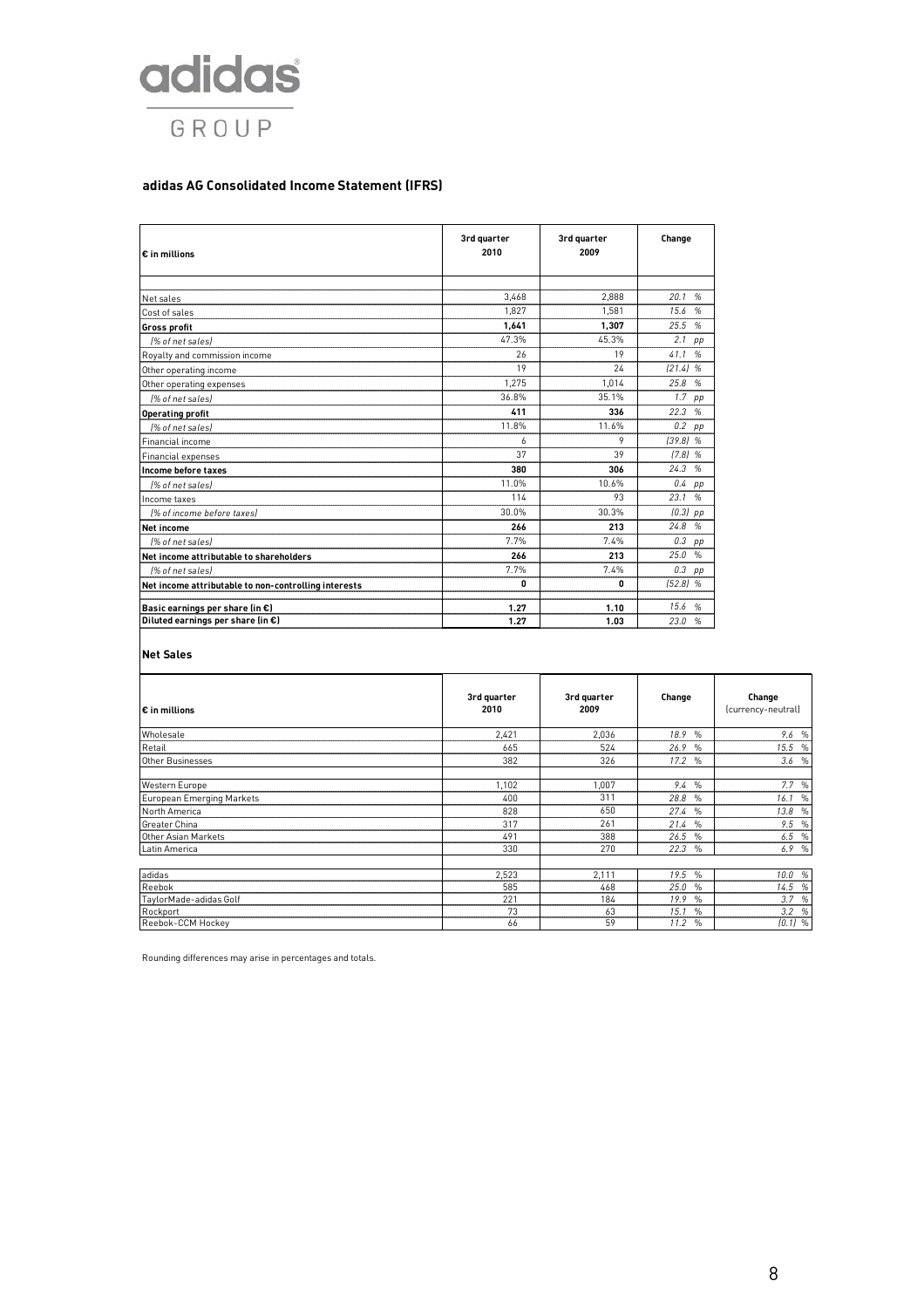adidas GROUP

## adidas AG Consolidated Income Statement (IFRS)

| € in millions | 3rd quarter 2010 | 3rd quarter 2009 | Change |
|---|---|---|---|
| Net sales | 3,468 | 2,888 | *20.1 %* |
| Cost of sales | 1,827 | 1,581 | *15.6 %* |
| **Gross profit** | **1,641** | **1,307** | *25.5 %* |
| *(% of net sales)* | 47.3% | 45.3% | *2.1 pp* |
| Royalty and commission income | 26 | 19 | *41.1 %* |
| Other operating income | 19 | 24 | *(21.4) %* |
| Other operating expenses | 1,275 | 1,014 | *25.8 %* |
| *(% of net sales)* | 36.8% | 35.1% | *1.7 pp* |
| **Operating profit** | **411** | **336** | *22.3 %* |
| *(% of net sales)* | 11.8% | 11.6% | *0.2 pp* |
| Financial income | 6 | 9 | *(39.8) %* |
| Financial expenses | 37 | 39 | *(7.8) %* |
| **Income before taxes** | **380** | **306** | *24.3 %* |
| *(% of net sales)* | 11.0% | 10.6% | *0.4 pp* |
| Income taxes | 114 | 93 | *23.1 %* |
| *(% of income before taxes)* | 30.0% | 30.3% | *(0.3) pp* |
| **Net income** | **266** | **213** | *24.8 %* |
| *(% of net sales)* | 7.7% | 7.4% | *0.3 pp* |
| **Net income attributable to shareholders** | **266** | **213** | *25.0 %* |
| *(% of net sales)* | 7.7% | 7.4% | *0.3 pp* |
| **Net income attributable to non-controlling interests** | **0** | **0** | *(52.8) %* |
| **Basic earnings per share (in €)** | **1.27** | **1.10** | *15.6 %* |
| **Diluted earnings per share (in €)** | **1.27** | **1.03** | *23.0 %* |

## Net Sales

| € in millions | 3rd quarter 2010 | 3rd quarter 2009 | Change | Change (currency-neutral) |
|---|---|---|---|---|
| Wholesale | 2,421 | 2,036 | *18.9 %* | *9.6 %* |
| Retail | 665 | 524 | *26.9 %* | *15.5 %* |
| Other Businesses | 382 | 326 | *17.2 %* | *3.6 %* |
| | | | | |
| Western Europe | 1,102 | 1,007 | *9.4 %* | *7.7 %* |
| European Emerging Markets | 400 | 311 | *28.8 %* | *16.1 %* |
| North America | 828 | 650 | *27.4 %* | *13.8 %* |
| Greater China | 317 | 261 | *21.4 %* | *9.5 %* |
| Other Asian Markets | 491 | 388 | *26.5 %* | *6.5 %* |
| Latin America | 330 | 270 | *22.3 %* | *6.9 %* |
| | | | | |
| adidas | 2,523 | 2,111 | *19.5 %* | *10.0 %* |
| Reebok | 585 | 468 | *25.0 %* | *14.5 %* |
| TaylorMade-adidas Golf | 221 | 184 | *19.9 %* | *3.7 %* |
| Rockport | 73 | 63 | *15.1 %* | *3.2 %* |
| Reebok-CCM Hockey | 66 | 59 | *11.2 %* | *(0.1) %* |

Rounding differences may arise in percentages and totals.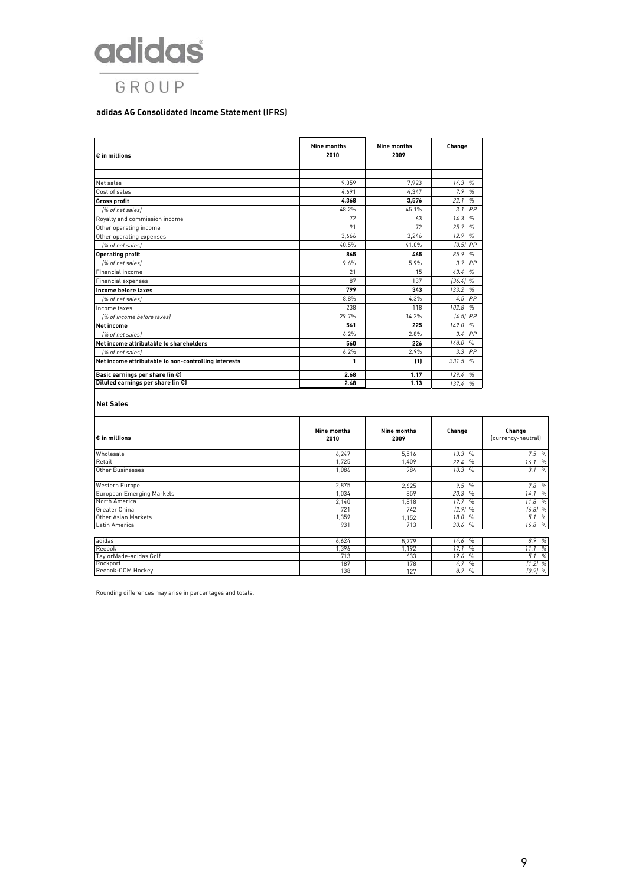adidas GROUP

### adidas AG Consolidated Income Statement (IFRS)

| € in millions | Nine months 2010 | Nine months 2009 | Change |
|---|---|---|---|
| Net sales | 9,059 | 7,923 | 14.3 % |
| Cost of sales | 4,691 | 4,347 | 7.9 % |
| **Gross profit** | **4,368** | **3,576** | 22.1 % |
| *(% of net sales)* | 48.2% | 45.1% | 3.1 PP |
| Royalty and commission income | 72 | 63 | 14.3 % |
| Other operating income | 91 | 72 | 25.7 % |
| Other operating expenses | 3,666 | 3,246 | 12.9 % |
| *(% of net sales)* | 40.5% | 41.0% | (0.5) PP |
| **Operating profit** | **865** | **465** | 85.9 % |
| *(% of net sales)* | 9.6% | 5.9% | 3.7 PP |
| Financial income | 21 | 15 | 43.4 % |
| Financial expenses | 87 | 137 | (36.4) % |
| **Income before taxes** | **799** | **343** | 133.2 % |
| *(% of net sales)* | 8.8% | 4.3% | 4.5 PP |
| Income taxes | 238 | 118 | 102.8 % |
| *(% of income before taxes)* | 29.7% | 34.2% | (4.5) PP |
| **Net income** | **561** | **225** | 149.0 % |
| *(% of net sales)* | 6.2% | 2.8% | 3.4 PP |
| **Net income attributable to shareholders** | **560** | **226** | 148.0 % |
| *(% of net sales)* | 6.2% | 2.9% | 3.3 PP |
| **Net income attributable to non-controlling interests** | **1** | **(1)** | 331.5 % |
| **Basic earnings per share (in €)** | **2.68** | **1.17** | 129.4 % |
| **Diluted earnings per share (in €)** | **2.68** | **1.13** | 137.4 % |

### Net Sales

| € in millions | Nine months 2010 | Nine months 2009 | Change | Change (currency-neutral) |
|---|---|---|---|---|
| Wholesale | 6,247 | 5,516 | 13.3 % | 7.5 % |
| Retail | 1,725 | 1,409 | 22.4 % | 16.1 % |
| Other Businesses | 1,086 | 984 | 10.3 % | 3.1 % |
| | | | | |
| Western Europe | 2,875 | 2,625 | 9.5 % | 7.8 % |
| European Emerging Markets | 1,034 | 859 | 20.3 % | 14.1 % |
| North America | 2,140 | 1,818 | 17.7 % | 11.8 % |
| Greater China | 721 | 742 | (2.9) % | (6.8) % |
| Other Asian Markets | 1,359 | 1,152 | 18.0 % | 5.1 % |
| Latin America | 931 | 713 | 30.6 % | 16.8 % |
| | | | | |
| adidas | 6,624 | 5,779 | 14.6 % | 8.9 % |
| Reebok | 1,396 | 1,192 | 17.1 % | 11.1 % |
| TaylorMade-adidas Golf | 713 | 633 | 12.6 % | 5.1 % |
| Rockport | 187 | 178 | 4.7 % | (1.2) % |
| Reebok-CCM Hockey | 138 | 127 | 8.7 % | (0.9) % |

Rounding differences may arise in percentages and totals.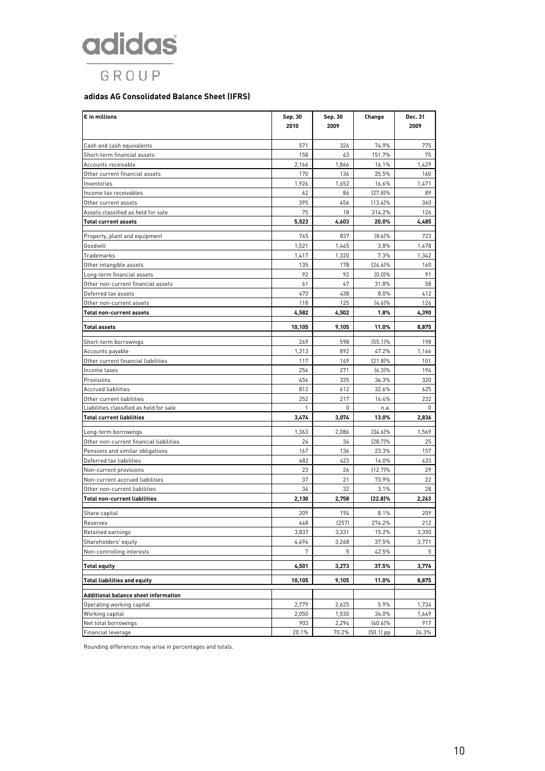adidas GROUP

### adidas AG Consolidated Balance Sheet (IFRS)

| € in millions | Sep. 30 2010 | Sep. 30 2009 | Change | Dec. 31 2009 |
|---|---|---|---|---|
| Cash and cash equivalents | 571 | 326 | 74.9% | 775 |
| Short-term financial assets | 158 | 63 | 151.7% | 75 |
| Accounts receivable | 2,166 | 1,866 | 16.1% | 1,429 |
| Other current financial assets | 170 | 136 | 25.5% | 160 |
| Inventories | 1,926 | 1,652 | 16.6% | 1,471 |
| Income tax receivables | 62 | 86 | (27.8)% | 89 |
| Other current assets | 395 | 456 | (13.4)% | 360 |
| Assets classified as held for sale | 75 | 18 | 314.2% | 126 |
| **Total current assets** | **5,523** | **4,603** | **20.0%** | **4,485** |
| Property, plant and equipment | 765 | 837 | (8.6)% | 723 |
| Goodwill | 1,521 | 1,465 | 3.8% | 1,478 |
| Trademarks | 1,417 | 1,320 | 7.3% | 1,342 |
| Other intangible assets | 135 | 178 | (24.6)% | 160 |
| Long-term financial assets | 92 | 92 | (0.0)% | 91 |
| Other non-current financial assets | 61 | 47 | 31.8% | 58 |
| Deferred tax assets | 473 | 438 | 8.0% | 412 |
| Other non-current assets | 118 | 125 | (4.6)% | 126 |
| **Total non-current assets** | **4,582** | **4,502** | **1.8%** | **4,390** |
| **Total assets** | **10,105** | **9,105** | **11.0%** | **8,875** |
| Short-term borrowings | 269 | 598 | (55.1)% | 198 |
| Accounts payable | 1,313 | 892 | 47.2% | 1,166 |
| Other current financial liabilities | 117 | 149 | (21.8)% | 101 |
| Income taxes | 254 | 271 | (6.3)% | 194 |
| Provisions | 456 | 335 | 36.3% | 320 |
| Accrued liabilities | 812 | 612 | 32.6% | 625 |
| Other current liabilities | 252 | 217 | 16.4% | 232 |
| Liabilities classified as held for sale | 1 | 0 | n.a. | 0 |
| **Total current liabilities** | **3,474** | **3,074** | **13.0%** | **2,836** |
| Long-term borrowings | 1,363 | 2,086 | (34.6)% | 1,569 |
| Other non-current financial liabilities | 24 | 34 | (28.7)% | 25 |
| Pensions and similar obligations | 167 | 136 | 23.3% | 157 |
| Deferred tax liabilities | 482 | 423 | 14.0% | 433 |
| Non-current provisions | 23 | 26 | (12.7)% | 29 |
| Non-current accrued liabilities | 37 | 21 | 73.9% | 22 |
| Other non-current liabilities | 34 | 32 | 3.1% | 28 |
| **Total non-current liabilities** | **2,130** | **2,758** | **(22.8)%** | **2,263** |
| Share capital | 209 | 194 | 8.1% | 209 |
| Reserves | 448 | (257) | 274.2% | 212 |
| Retained earnings | 3,837 | 3,331 | 15.2% | 3,350 |
| Shareholders' equity | 4,494 | 3,268 | 37.5% | 3,771 |
| Non-controlling interests | 7 | 5 | 42.5% | 5 |
| **Total equity** | **4,501** | **3,273** | **37.5%** | **3,776** |
| **Total liabilities and equity** | **10,105** | **9,105** | **11.0%** | **8,875** |
| **Additional balance sheet information** | | | | |
| Operating working capital | 2,779 | 2,625 | 5.9% | 1,734 |
| Working capital | 2,050 | 1,530 | 34.0% | 1,649 |
| Net total borrowings | 903 | 2,294 | (60.6)% | 917 |
| Financial leverage | 20.1% | 70.2% | (50.1) pp | 24.3% |

Rounding differences may arise in percentages and totals.